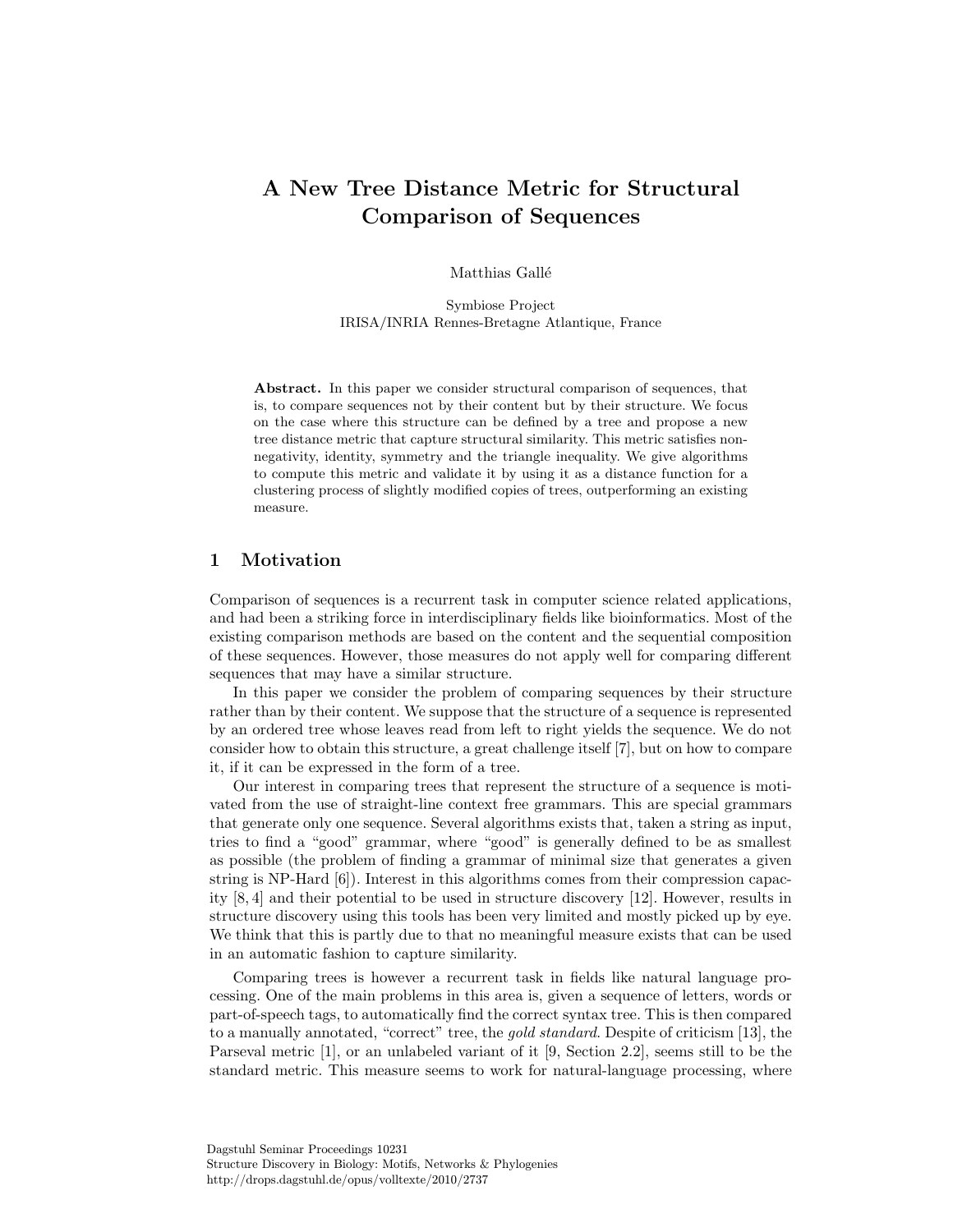# A New Tree Distance Metric for Structural Comparison of Sequences

Matthias Gallé

Symbiose Project
IRISA/INRIA Rennes-Bretagne Atlantique, France

**Abstract.** In this paper we consider structural comparison of sequences, that is, to compare sequences not by their content but by their structure. We focus on the case where this structure can be defined by a tree and propose a new tree distance metric that capture structural similarity. This metric satisfies non-negativity, identity, symmetry and the triangle inequality. We give algorithms to compute this metric and validate it by using it as a distance function for a clustering process of slightly modified copies of trees, outperforming an existing measure.

## 1 Motivation

Comparison of sequences is a recurrent task in computer science related applications, and had been a striking force in interdisciplinary fields like bioinformatics. Most of the existing comparison methods are based on the content and the sequential composition of these sequences. However, those measures do not apply well for comparing different sequences that may have a similar structure.

In this paper we consider the problem of comparing sequences by their structure rather than by their content. We suppose that the structure of a sequence is represented by an ordered tree whose leaves read from left to right yields the sequence. We do not consider how to obtain this structure, a great challenge itself [7], but on how to compare it, if it can be expressed in the form of a tree.

Our interest in comparing trees that represent the structure of a sequence is motivated from the use of straight-line context free grammars. This are special grammars that generate only one sequence. Several algorithms exists that, taken a string as input, tries to find a "good" grammar, where "good" is generally defined to be as smallest as possible (the problem of finding a grammar of minimal size that generates a given string is NP-Hard [6]). Interest in this algorithms comes from their compression capacity [8, 4] and their potential to be used in structure discovery [12]. However, results in structure discovery using this tools has been very limited and mostly picked up by eye. We think that this is partly due to that no meaningful measure exists that can be used in an automatic fashion to capture similarity.

Comparing trees is however a recurrent task in fields like natural language processing. One of the main problems in this area is, given a sequence of letters, words or part-of-speech tags, to automatically find the correct syntax tree. This is then compared to a manually annotated, "correct" tree, the *gold standard*. Despite of criticism [13], the Parseval metric [1], or an unlabeled variant of it [9, Section 2.2], seems still to be the standard metric. This measure seems to work for natural-language processing, where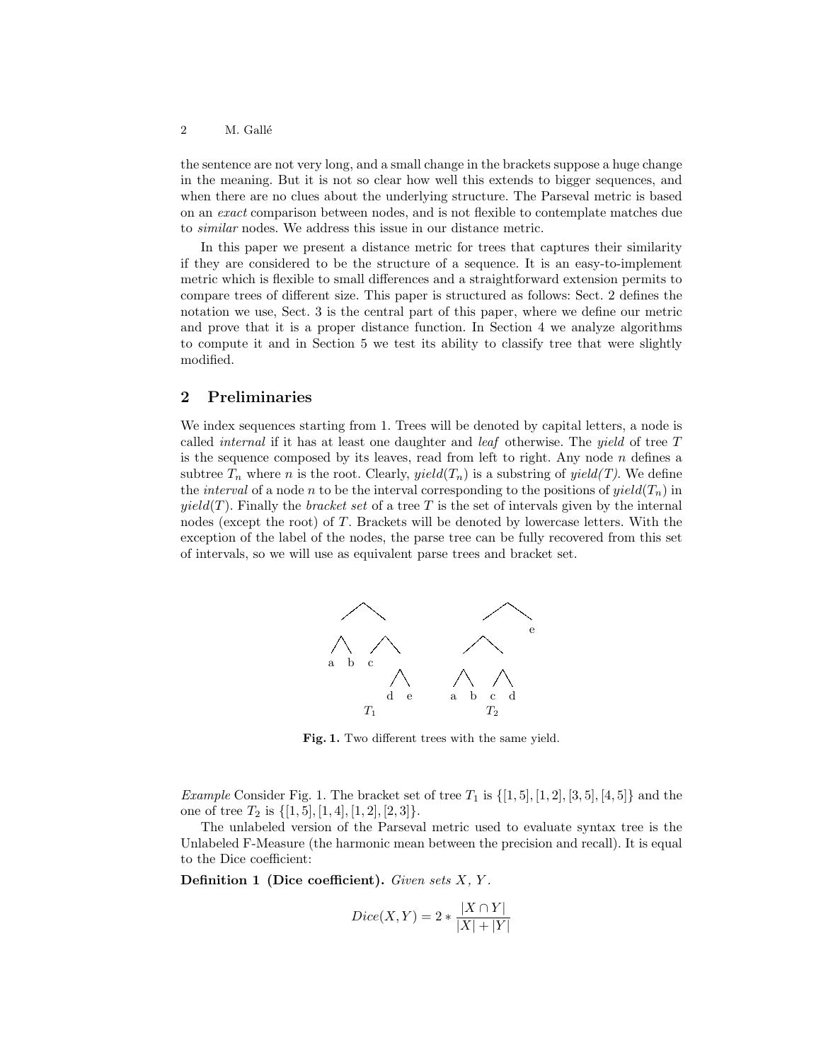the sentence are not very long, and a small change in the brackets suppose a huge change in the meaning. But it is not so clear how well this extends to bigger sequences, and when there are no clues about the underlying structure. The Parseval metric is based on an *exact* comparison between nodes, and is not flexible to contemplate matches due to *similar* nodes. We address this issue in our distance metric.

In this paper we present a distance metric for trees that captures their similarity if they are considered to be the structure of a sequence. It is an easy-to-implement metric which is flexible to small differences and a straightforward extension permits to compare trees of different size. This paper is structured as follows: Sect. 2 defines the notation we use, Sect. 3 is the central part of this paper, where we define our metric and prove that it is a proper distance function. In Section 4 we analyze algorithms to compute it and in Section 5 we test its ability to classify tree that were slightly modified.

## 2 Preliminaries

We index sequences starting from 1. Trees will be denoted by capital letters, a node is called *internal* if it has at least one daughter and *leaf* otherwise. The *yield* of tree $T$ is the sequence composed by its leaves, read from left to right. Any node $n$ defines a subtree $T_n$ where $n$ is the root. Clearly, $yield(T_n)$ is a substring of *yield(T)*. We define the *interval* of a node $n$ to be the interval corresponding to the positions of $yield(T_n)$ in $yield(T)$. Finally the *bracket set* of a tree $T$ is the set of intervals given by the internal nodes (except the root) of $T$. Brackets will be denoted by lowercase letters. With the exception of the label of the nodes, the parse tree can be fully recovered from this set of intervals, so we will use as equivalent parse trees and bracket set.

**Fig. 1.** Two different trees with the same yield.

*Example* Consider Fig. 1. The bracket set of tree $T_1$ is $\{[1, 5], [1, 2], [3, 5], [4, 5]\}$ and the one of tree $T_2$ is $\{[1, 5], [1, 4], [1, 2], [2, 3]\}$.

The unlabeled version of the Parseval metric used to evaluate syntax tree is the Unlabeled F-Measure (the harmonic mean between the precision and recall). It is equal to the Dice coefficient:

**Definition 1 (Dice coefficient).** *Given sets $X$, $Y$.*

$$Dice(X, Y) = 2 * \frac{|X \cap Y|}{|X| + |Y|}$$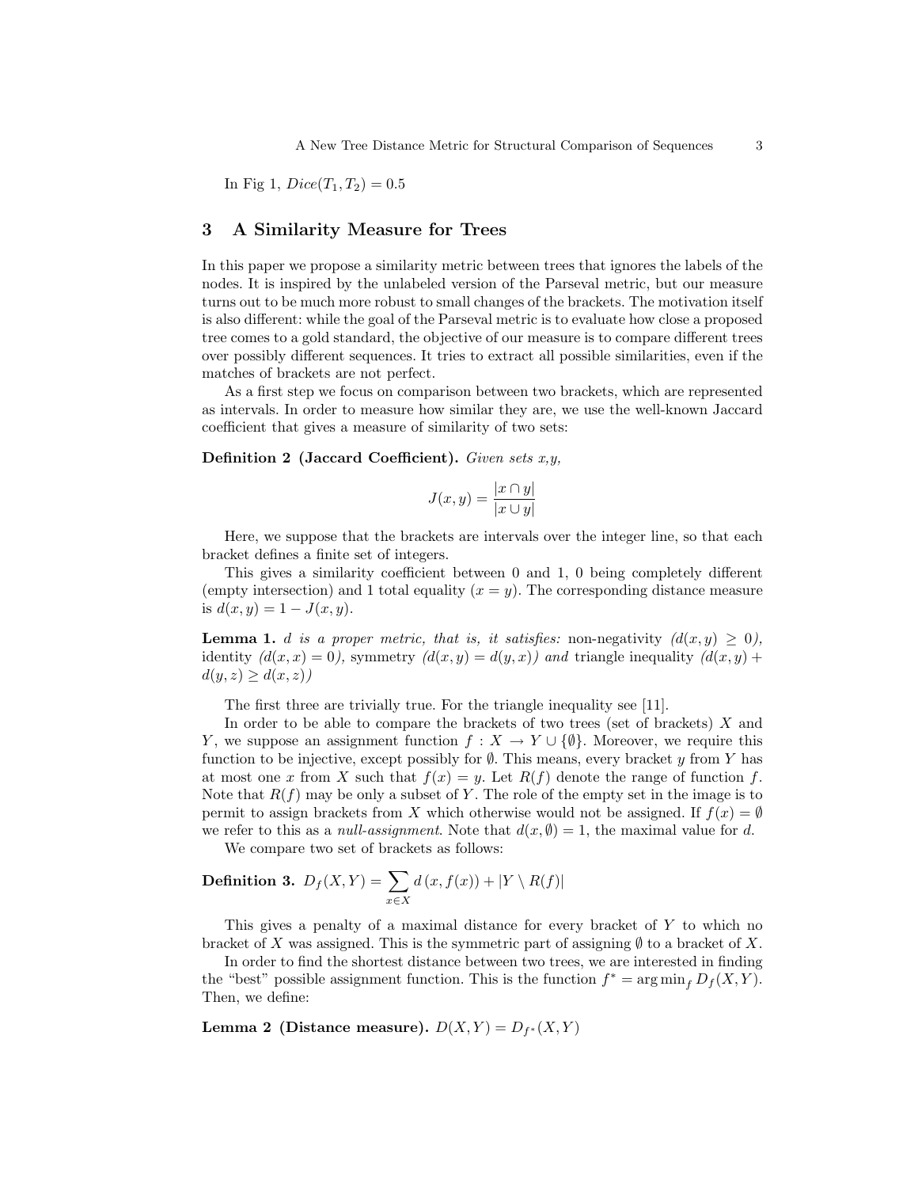In Fig 1, $Dice(T_1, T_2) = 0.5$

## 3 A Similarity Measure for Trees

In this paper we propose a similarity metric between trees that ignores the labels of the nodes. It is inspired by the unlabeled version of the Parseval metric, but our measure turns out to be much more robust to small changes of the brackets. The motivation itself is also different: while the goal of the Parseval metric is to evaluate how close a proposed tree comes to a gold standard, the objective of our measure is to compare different trees over possibly different sequences. It tries to extract all possible similarities, even if the matches of brackets are not perfect.

As a first step we focus on comparison between two brackets, which are represented as intervals. In order to measure how similar they are, we use the well-known Jaccard coefficient that gives a measure of similarity of two sets:

**Definition 2 (Jaccard Coefficient).** *Given sets x,y,*

$$J(x, y) = \frac{|x \cap y|}{|x \cup y|}$$

Here, we suppose that the brackets are intervals over the integer line, so that each bracket defines a finite set of integers.

This gives a similarity coefficient between 0 and 1, 0 being completely different (empty intersection) and 1 total equality ($x = y$). The corresponding distance measure is $d(x, y) = 1 - J(x, y)$.

**Lemma 1.** *d is a proper metric, that is, it satisfies:* non-negativity *($d(x, y) \geq 0$),* identity *($d(x, x) = 0$),* symmetry *($d(x, y) = d(y, x)$) and* triangle inequality *($d(x, y) + d(y, z) \geq d(x, z)$)*

The first three are trivially true. For the triangle inequality see [11].

In order to be able to compare the brackets of two trees (set of brackets) $X$ and $Y$, we suppose an assignment function $f : X \to Y \cup \{\emptyset\}$. Moreover, we require this function to be injective, except possibly for $\emptyset$. This means, every bracket $y$ from $Y$ has at most one $x$ from $X$ such that $f(x) = y$. Let $R(f)$ denote the range of function $f$. Note that $R(f)$ may be only a subset of $Y$. The role of the empty set in the image is to permit to assign brackets from $X$ which otherwise would not be assigned. If $f(x) = \emptyset$ we refer to this as a *null-assignment*. Note that $d(x, \emptyset) = 1$, the maximal value for $d$.

We compare two set of brackets as follows:

**Definition 3.** $D_f(X, Y) = \sum_{x \in X} d\left(x, f(x)\right) + |Y \setminus R(f)|$

This gives a penalty of a maximal distance for every bracket of $Y$ to which no bracket of $X$ was assigned. This is the symmetric part of assigning $\emptyset$ to a bracket of $X$.

In order to find the shortest distance between two trees, we are interested in finding the "best" possible assignment function. This is the function $f^* = \arg\min_f D_f(X, Y)$. Then, we define:

**Lemma 2 (Distance measure).** $D(X, Y) = D_{f^*}(X, Y)$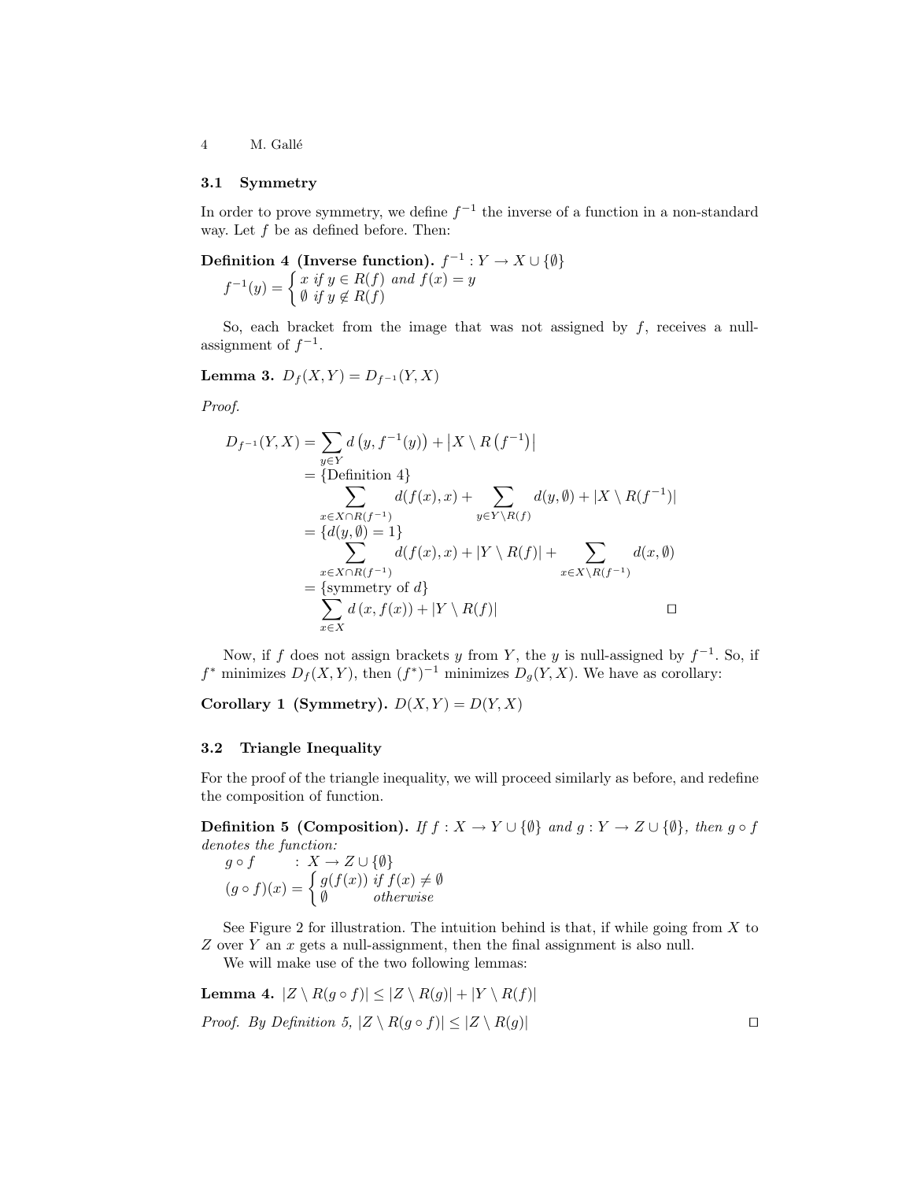### 3.1 Symmetry

In order to prove symmetry, we define $f^{-1}$ the inverse of a function in a non-standard way. Let $f$ be as defined before. Then:

**Definition 4 (Inverse function).** $f^{-1} : Y \to X \cup \{\emptyset\}$

$$f^{-1}(y) = \begin{cases} x \text{ if } y \in R(f) \text{ and } f(x) = y \\ \emptyset \text{ if } y \notin R(f) \end{cases}$$

So, each bracket from the image that was not assigned by $f$, receives a null-assignment of $f^{-1}$.

**Lemma 3.** $D_f(X,Y) = D_{f^{-1}}(Y,X)$

*Proof.*

$$\begin{aligned}
D_{f^{-1}}(Y,X) &= \sum_{y \in Y} d\left(y, f^{-1}(y)\right) + \left|X \setminus R\left(f^{-1}\right)\right| \\
&= \{\text{Definition 4}\} \\
&\quad \sum_{x \in X \cap R(f^{-1})} d(f(x), x) + \sum_{y \in Y \setminus R(f)} d(y, \emptyset) + |X \setminus R(f^{-1})| \\
&= \{d(y, \emptyset) = 1\} \\
&\quad \sum_{x \in X \cap R(f^{-1})} d(f(x), x) + |Y \setminus R(f)| + \sum_{x \in X \setminus R(f^{-1})} d(x, \emptyset) \\
&= \{\text{symmetry of } d\} \\
&\quad \sum_{x \in X} d\left(x, f(x)\right) + |Y \setminus R(f)| \qquad \square
\end{aligned}$$

Now, if $f$ does not assign brackets $y$ from $Y$, the $y$ is null-assigned by $f^{-1}$. So, if $f^*$ minimizes $D_f(X,Y)$, then $(f^*)^{-1}$ minimizes $D_g(Y,X)$. We have as corollary:

**Corollary 1 (Symmetry).** $D(X,Y) = D(Y,X)$

### 3.2 Triangle Inequality

For the proof of the triangle inequality, we will proceed similarly as before, and redefine the composition of function.

**Definition 5 (Composition).** *If $f : X \to Y \cup \{\emptyset\}$ and $g : Y \to Z \cup \{\emptyset\}$, then $g \circ f$ denotes the function:*

$$g \circ f \quad : X \to Z \cup \{\emptyset\}$$

$$(g \circ f)(x) = \begin{cases} g(f(x)) \text{ if } f(x) \neq \emptyset \\ \emptyset \quad \text{otherwise} \end{cases}$$

See Figure 2 for illustration. The intuition behind is that, if while going from $X$ to $Z$ over $Y$ an $x$ gets a null-assignment, then the final assignment is also null.

We will make use of the two following lemmas:

**Lemma 4.** $|Z \setminus R(g \circ f)| \leq |Z \setminus R(g)| + |Y \setminus R(f)|$

*Proof. By Definition 5,* $|Z \setminus R(g \circ f)| \leq |Z \setminus R(g)|$ $\square$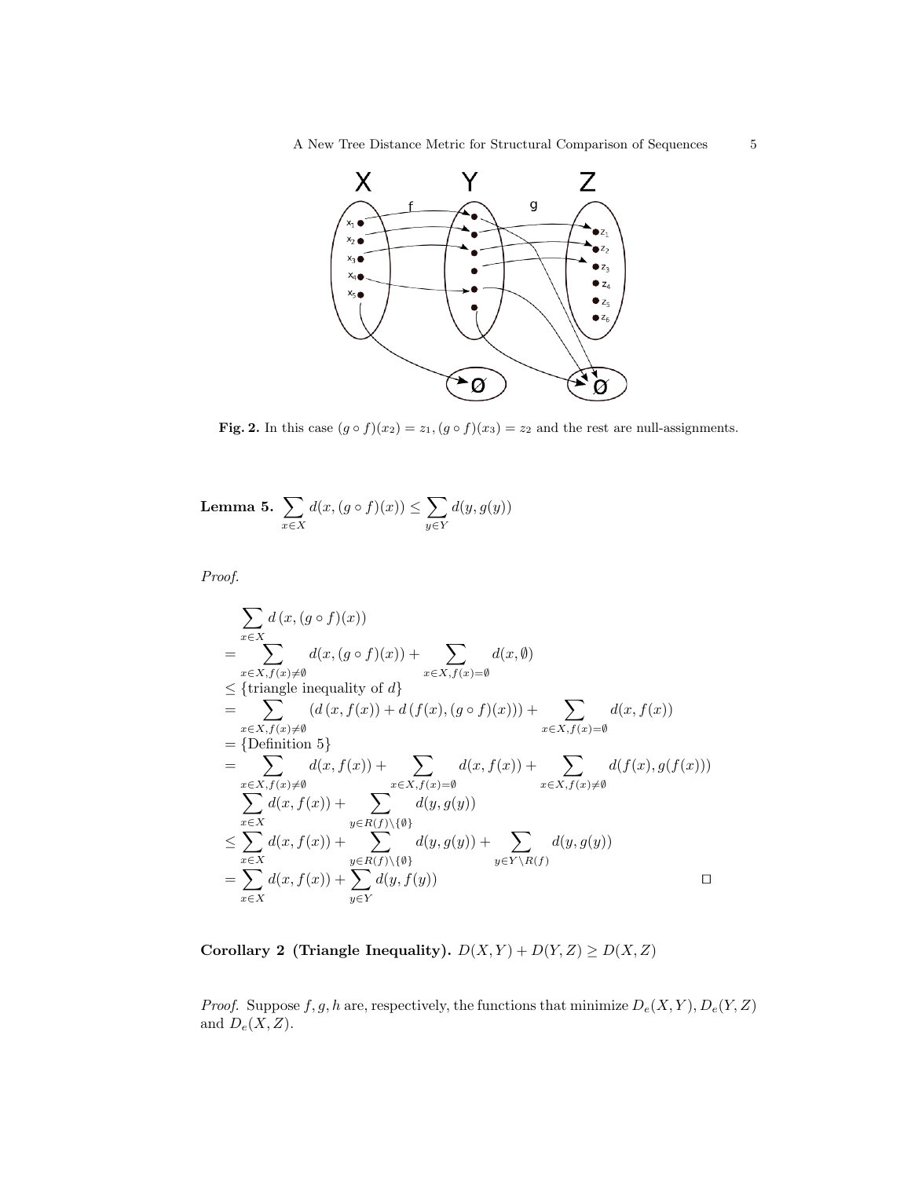**Fig. 2.** In this case $(g \circ f)(x_2) = z_1, (g \circ f)(x_3) = z_2$ and the rest are null-assignments.

**Lemma 5.** $\sum_{x \in X} d(x, (g \circ f)(x)) \leq \sum_{y \in Y} d(y, g(y))$

*Proof.*

$$
\begin{aligned}
&\sum_{x \in X} d\left(x, (g \circ f)(x)\right) \\
&= \sum_{x \in X, f(x) \neq \emptyset} d(x, (g \circ f)(x)) + \sum_{x \in X, f(x) = \emptyset} d(x, \emptyset) \\
&\leq \{\text{triangle inequality of } d\} \\
&= \sum_{x \in X, f(x) \neq \emptyset} \left(d\left(x, f(x)\right) + d\left(f(x), (g \circ f)(x)\right)\right) + \sum_{x \in X, f(x) = \emptyset} d(x, f(x)) \\
&= \{\text{Definition 5}\} \\
&= \sum_{x \in X, f(x) \neq \emptyset} d(x, f(x)) + \sum_{x \in X, f(x) = \emptyset} d(x, f(x)) + \sum_{x \in X, f(x) \neq \emptyset} d(f(x), g(f(x))) \\
&\sum_{x \in X} d(x, f(x)) + \sum_{y \in R(f) \setminus \{\emptyset\}} d(y, g(y)) \\
&\leq \sum_{x \in X} d(x, f(x)) + \sum_{y \in R(f) \setminus \{\emptyset\}} d(y, g(y)) + \sum_{y \in Y \setminus R(f)} d(y, g(y)) \\
&= \sum_{x \in X} d(x, f(x)) + \sum_{y \in Y} d(y, f(y))
\end{aligned}
$$

□

**Corollary 2 (Triangle Inequality).** $D(X, Y) + D(Y, Z) \geq D(X, Z)$

*Proof.* Suppose $f, g, h$ are, respectively, the functions that minimize $D_e(X, Y), D_e(Y, Z)$ and $D_e(X, Z)$.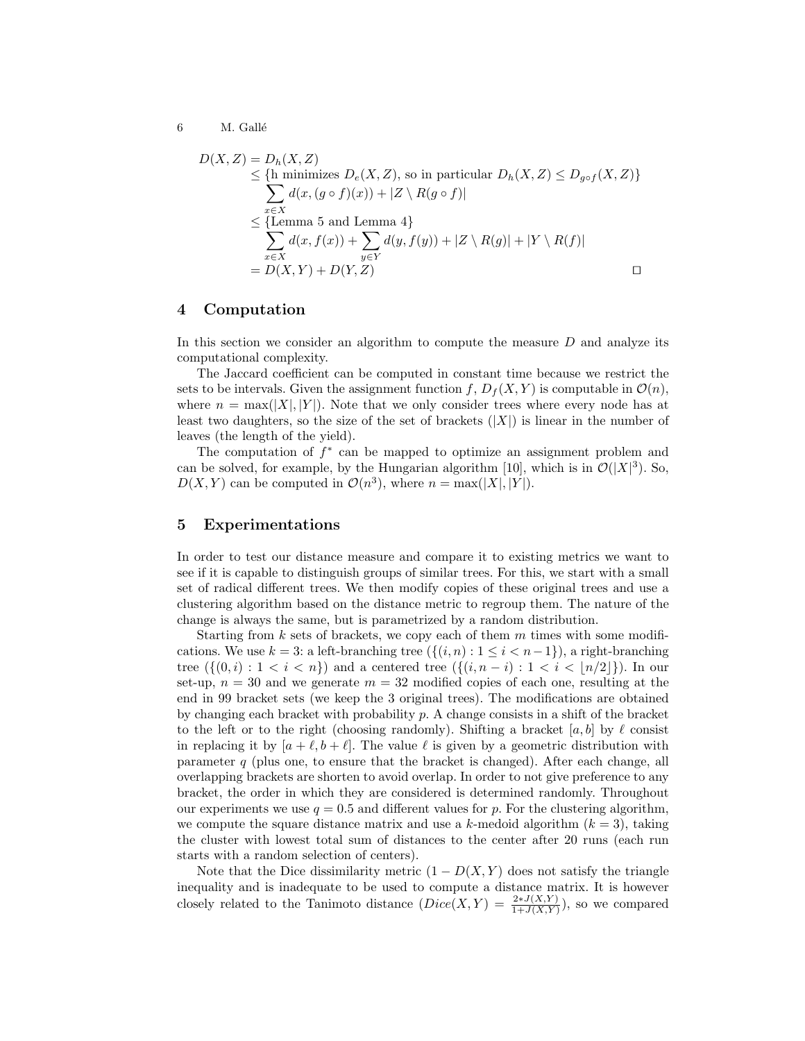$$
\begin{aligned}
D(X,Z) &= D_h(X,Z) \\
&\leq \{\text{h minimizes } D_e(X,Z) \text{, so in particular } D_h(X,Z) \leq D_{g\circ f}(X,Z)\} \\
&\quad \sum_{x\in X} d(x,(g\circ f)(x)) + |Z \setminus R(g\circ f)| \\
&\leq \{\text{Lemma 5 and Lemma 4}\} \\
&\quad \sum_{x\in X} d(x,f(x)) + \sum_{y\in Y} d(y,f(y)) + |Z\setminus R(g)| + |Y \setminus R(f)| \\
&= D(X,Y) + D(Y,Z)
\end{aligned}
$$

□

## 4 Computation

In this section we consider an algorithm to compute the measure $D$ and analyze its computational complexity.

The Jaccard coefficient can be computed in constant time because we restrict the sets to be intervals. Given the assignment function $f$, $D_f(X,Y)$ is computable in $\mathcal{O}(n)$, where $n = \max(|X|,|Y|)$. Note that we only consider trees where every node has at least two daughters, so the size of the set of brackets ($|X|$) is linear in the number of leaves (the length of the yield).

The computation of $f^*$ can be mapped to optimize an assignment problem and can be solved, for example, by the Hungarian algorithm [10], which is in $\mathcal{O}(|X|^3)$. So, $D(X,Y)$ can be computed in $\mathcal{O}(n^3)$, where $n = \max(|X|,|Y|)$.

## 5 Experimentations

In order to test our distance measure and compare it to existing metrics we want to see if it is capable to distinguish groups of similar trees. For this, we start with a small set of radical different trees. We then modify copies of these original trees and use a clustering algorithm based on the distance metric to regroup them. The nature of the change is always the same, but is parametrized by a random distribution.

Starting from $k$ sets of brackets, we copy each of them $m$ times with some modifications. We use $k = 3$: a left-branching tree ($\{(i,n) : 1 \leq i < n-1\}$), a right-branching tree ($\{(0,i) : 1 < i < n\}$) and a centered tree ($\{(i, n-i) : 1 < i < \lfloor n/2 \rfloor\}$). In our set-up, $n = 30$ and we generate $m = 32$ modified copies of each one, resulting at the end in 99 bracket sets (we keep the 3 original trees). The modifications are obtained by changing each bracket with probability $p$. A change consists in a shift of the bracket to the left or to the right (choosing randomly). Shifting a bracket $[a,b]$ by $\ell$ consist in replacing it by $[a+\ell, b+\ell]$. The value $\ell$ is given by a geometric distribution with parameter $q$ (plus one, to ensure that the bracket is changed). After each change, all overlapping brackets are shorten to avoid overlap. In order to not give preference to any bracket, the order in which they are considered is determined randomly. Throughout our experiments we use $q = 0.5$ and different values for $p$. For the clustering algorithm, we compute the square distance matrix and use a $k$-medoid algorithm ($k = 3$), taking the cluster with lowest total sum of distances to the center after 20 runs (each run starts with a random selection of centers).

Note that the Dice dissimilarity metric ($1 - D(X,Y)$ does not satisfy the triangle inequality and is inadequate to be used to compute a distance matrix. It is however closely related to the Tanimoto distance ($Dice(X,Y) = \frac{2*J(X,Y)}{1+J(X,Y)}$), so we compared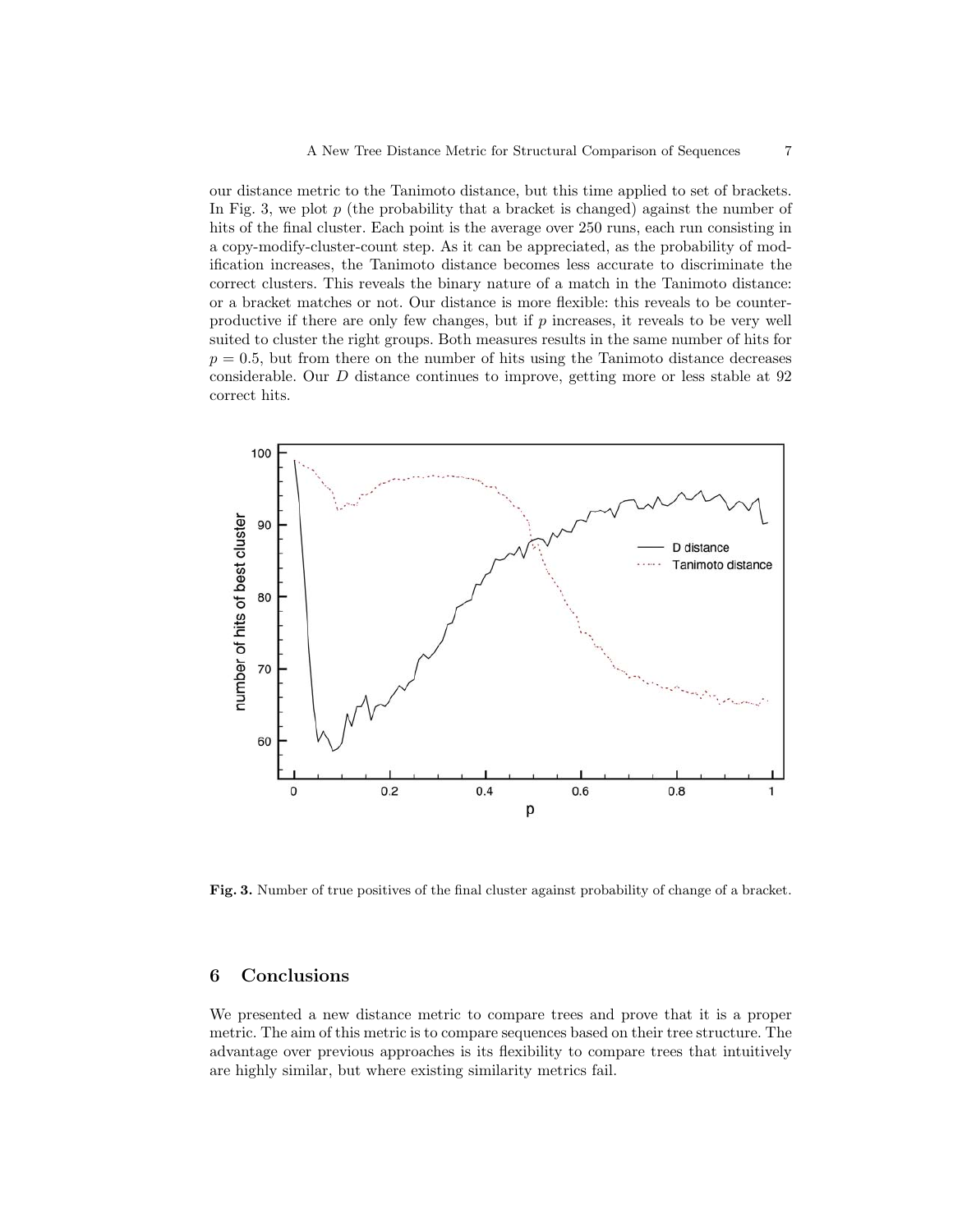our distance metric to the Tanimoto distance, but this time applied to set of brackets. In Fig. 3, we plot $p$ (the probability that a bracket is changed) against the number of hits of the final cluster. Each point is the average over 250 runs, each run consisting in a copy-modify-cluster-count step. As it can be appreciated, as the probability of modification increases, the Tanimoto distance becomes less accurate to discriminate the correct clusters. This reveals the binary nature of a match in the Tanimoto distance: or a bracket matches or not. Our distance is more flexible: this reveals to be counterproductive if there are only few changes, but if $p$ increases, it reveals to be very well suited to cluster the right groups. Both measures results in the same number of hits for $p = 0.5$, but from there on the number of hits using the Tanimoto distance decreases considerable. Our $D$ distance continues to improve, getting more or less stable at 92 correct hits.

**Fig. 3.** Number of true positives of the final cluster against probability of change of a bracket.

## 6 Conclusions

We presented a new distance metric to compare trees and prove that it is a proper metric. The aim of this metric is to compare sequences based on their tree structure. The advantage over previous approaches is its flexibility to compare trees that intuitively are highly similar, but where existing similarity metrics fail.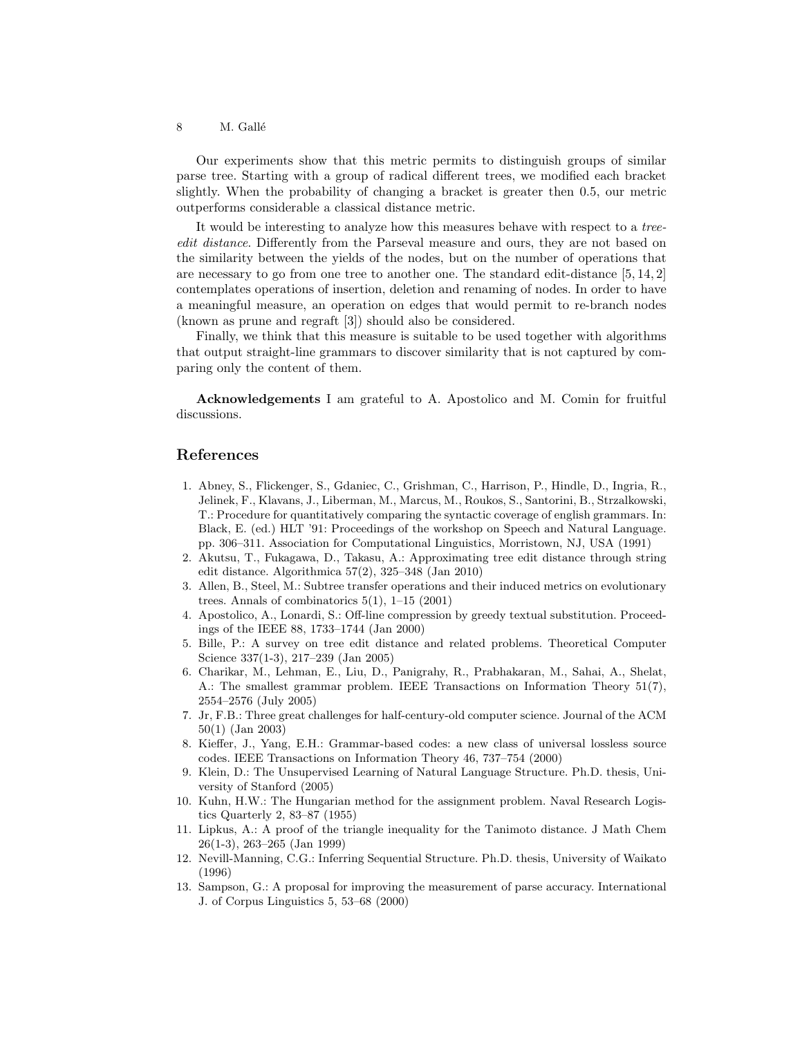Our experiments show that this metric permits to distinguish groups of similar parse tree. Starting with a group of radical different trees, we modified each bracket slightly. When the probability of changing a bracket is greater then 0.5, our metric outperforms considerable a classical distance metric.

It would be interesting to analyze how this measures behave with respect to a *tree-edit distance*. Differently from the Parseval measure and ours, they are not based on the similarity between the yields of the nodes, but on the number of operations that are necessary to go from one tree to another one. The standard edit-distance [5, 14, 2] contemplates operations of insertion, deletion and renaming of nodes. In order to have a meaningful measure, an operation on edges that would permit to re-branch nodes (known as prune and regraft [3]) should also be considered.

Finally, we think that this measure is suitable to be used together with algorithms that output straight-line grammars to discover similarity that is not captured by comparing only the content of them.

**Acknowledgements** I am grateful to A. Apostolico and M. Comin for fruitful discussions.

## References

1. Abney, S., Flickenger, S., Gdaniec, C., Grishman, C., Harrison, P., Hindle, D., Ingria, R., Jelinek, F., Klavans, J., Liberman, M., Marcus, M., Roukos, S., Santorini, B., Strzalkowski, T.: Procedure for quantitatively comparing the syntactic coverage of english grammars. In: Black, E. (ed.) HLT '91: Proceedings of the workshop on Speech and Natural Language. pp. 306–311. Association for Computational Linguistics, Morristown, NJ, USA (1991)
2. Akutsu, T., Fukagawa, D., Takasu, A.: Approximating tree edit distance through string edit distance. Algorithmica 57(2), 325–348 (Jan 2010)
3. Allen, B., Steel, M.: Subtree transfer operations and their induced metrics on evolutionary trees. Annals of combinatorics 5(1), 1–15 (2001)
4. Apostolico, A., Lonardi, S.: Off-line compression by greedy textual substitution. Proceedings of the IEEE 88, 1733–1744 (Jan 2000)
5. Bille, P.: A survey on tree edit distance and related problems. Theoretical Computer Science 337(1-3), 217–239 (Jan 2005)
6. Charikar, M., Lehman, E., Liu, D., Panigrahy, R., Prabhakaran, M., Sahai, A., Shelat, A.: The smallest grammar problem. IEEE Transactions on Information Theory 51(7), 2554–2576 (July 2005)
7. Jr, F.B.: Three great challenges for half-century-old computer science. Journal of the ACM 50(1) (Jan 2003)
8. Kieffer, J., Yang, E.H.: Grammar-based codes: a new class of universal lossless source codes. IEEE Transactions on Information Theory 46, 737–754 (2000)
9. Klein, D.: The Unsupervised Learning of Natural Language Structure. Ph.D. thesis, University of Stanford (2005)
10. Kuhn, H.W.: The Hungarian method for the assignment problem. Naval Research Logistics Quarterly 2, 83–87 (1955)
11. Lipkus, A.: A proof of the triangle inequality for the Tanimoto distance. J Math Chem 26(1-3), 263–265 (Jan 1999)
12. Nevill-Manning, C.G.: Inferring Sequential Structure. Ph.D. thesis, University of Waikato (1996)
13. Sampson, G.: A proposal for improving the measurement of parse accuracy. International J. of Corpus Linguistics 5, 53–68 (2000)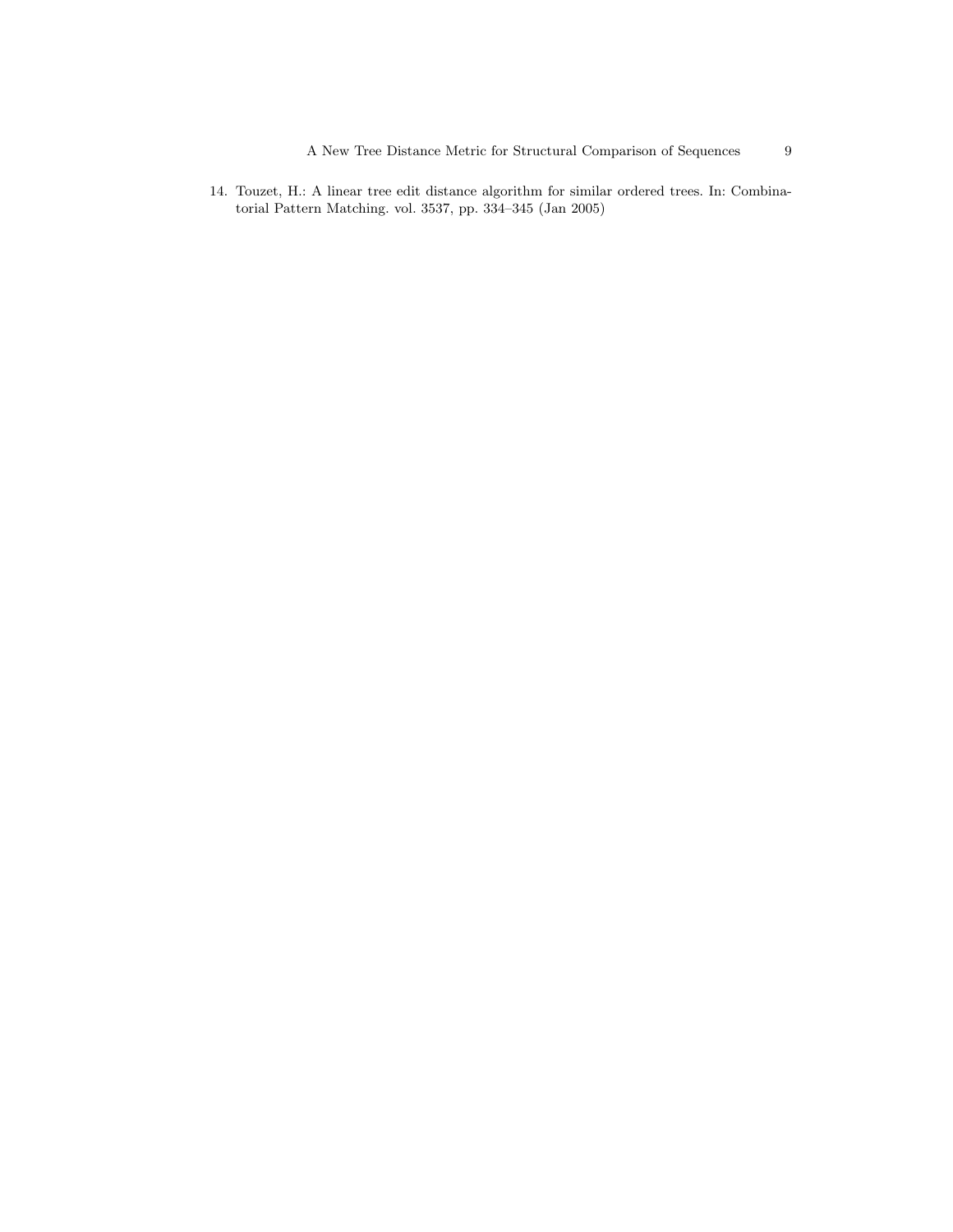14. Touzet, H.: A linear tree edit distance algorithm for similar ordered trees. In: Combinatorial Pattern Matching. vol. 3537, pp. 334–345 (Jan 2005)